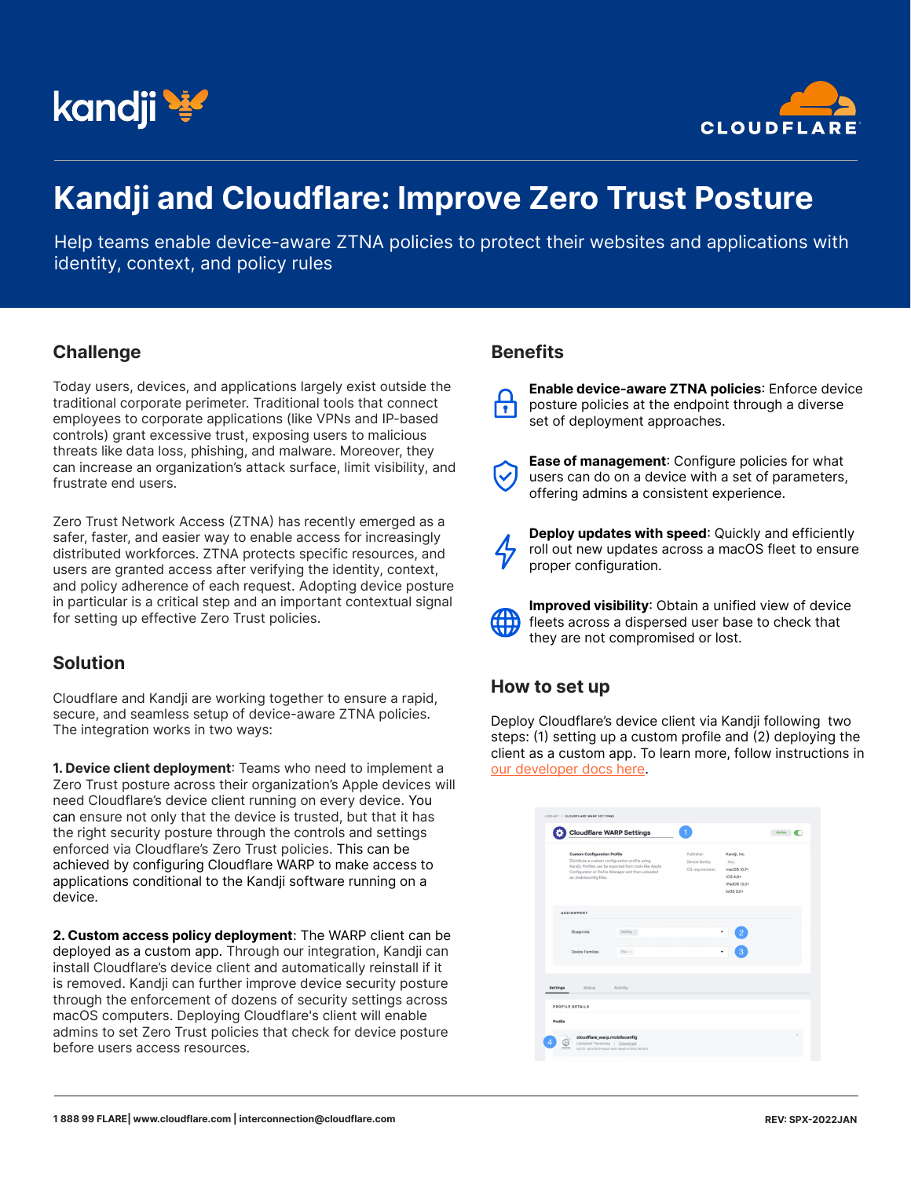# Kandji and Cloudflare: Improve Zero Trust Posture

Help teams enable device-aware ZTNA policies to protect their websites and applications with identity, context, and policy rules

## Challenge

Today users, devices, and applications largely exist outside the traditional corporate perimeter. Traditional tools that connect employees to corporate applications (like VPNs and IP-based controls) grant excessive trust, exposing users to malicious threats like data loss, phishing, and malware. Moreover, they can increase an organization's attack surface, limit visibility, and frustrate end users.

Zero Trust Network Access (ZTNA) has recently emerged as a safer, faster, and easier way to enable access for increasingly distributed workforces. ZTNA protects specific resources, and users are granted access after verifying the identity, context, and policy adherence of each request. Adopting device posture in particular is a critical step and an important contextual signal for setting up effective Zero Trust policies.

## Solution

Cloudflare and Kandji are working together to ensure a rapid, secure, and seamless setup of device-aware ZTNA policies. The integration works in two ways:

**1. Device client deployment**: Teams who need to implement a Zero Trust posture across their organization's Apple devices will need Cloudflare's device client running on every device. You can ensure not only that the device is trusted, but that it has the right security posture through the controls and settings enforced via Cloudflare's Zero Trust policies. This can be achieved by configuring Cloudflare WARP to make access to applications conditional to the Kandji software running on a device.

**2. Custom access policy deployment**: The WARP client can be deployed as a custom app. Through our integration, Kandji can install Cloudflare's device client and automatically reinstall if it is removed. Kandji can further improve device security posture through the enforcement of dozens of security settings across macOS computers. Deploying Cloudflare's client will enable admins to set Zero Trust policies that check for device posture before users access resources.

## Benefits

**Enable device-aware ZTNA policies**: Enforce device posture policies at the endpoint through a diverse set of deployment approaches.

**Ease of management**: Configure policies for what users can do on a device with a set of parameters, offering admins a consistent experience.

**Deploy updates with speed**: Quickly and efficiently roll out new updates across a macOS fleet to ensure proper configuration.

**Improved visibility**: Obtain a unified view of device fleets across a dispersed user base to check that they are not compromised or lost.

## How to set up

Deploy Cloudflare's device client via Kandji following two steps: (1) setting up a custom profile and (2) deploying the client as a custom app. To learn more, follow instructions in our developer docs here.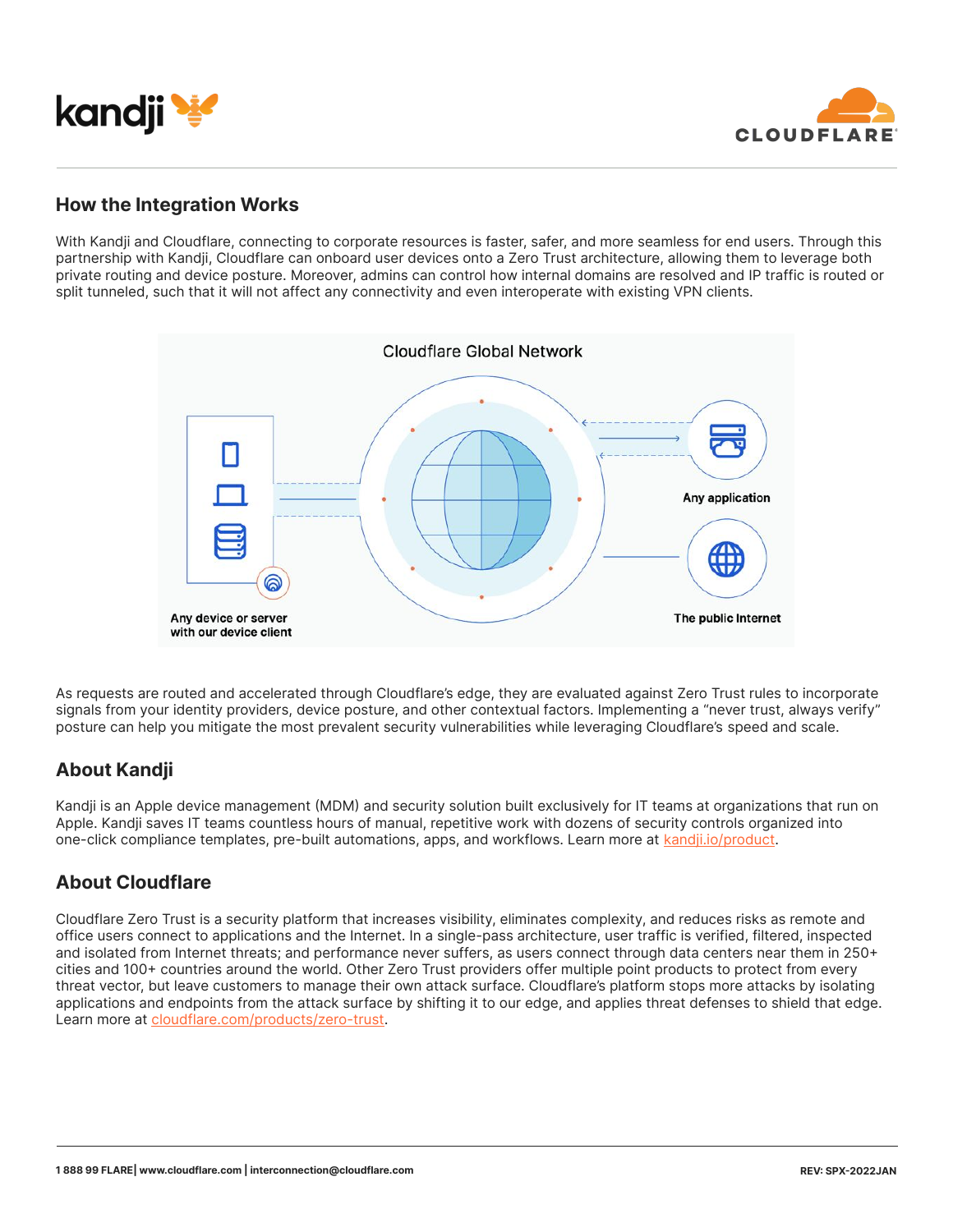## How the Integration Works

With Kandji and Cloudflare, connecting to corporate resources is faster, safer, and more seamless for end users. Through this partnership with Kandji, Cloudflare can onboard user devices onto a Zero Trust architecture, allowing them to leverage both private routing and device posture. Moreover, admins can control how internal domains are resolved and IP traffic is routed or split tunneled, such that it will not affect any connectivity and even interoperate with existing VPN clients.

Cloudflare Global Network

Any device or server with our device client

Any application

The public Internet

As requests are routed and accelerated through Cloudflare's edge, they are evaluated against Zero Trust rules to incorporate signals from your identity providers, device posture, and other contextual factors. Implementing a "never trust, always verify" posture can help you mitigate the most prevalent security vulnerabilities while leveraging Cloudflare's speed and scale.

## About Kandji

Kandji is an Apple device management (MDM) and security solution built exclusively for IT teams at organizations that run on Apple. Kandji saves IT teams countless hours of manual, repetitive work with dozens of security controls organized into one-click compliance templates, pre-built automations, apps, and workflows. Learn more at kandji.io/product.

## About Cloudflare

Cloudflare Zero Trust is a security platform that increases visibility, eliminates complexity, and reduces risks as remote and office users connect to applications and the Internet. In a single-pass architecture, user traffic is verified, filtered, inspected and isolated from Internet threats; and performance never suffers, as users connect through data centers near them in 250+ cities and 100+ countries around the world. Other Zero Trust providers offer multiple point products to protect from every threat vector, but leave customers to manage their own attack surface. Cloudflare's platform stops more attacks by isolating applications and endpoints from the attack surface by shifting it to our edge, and applies threat defenses to shield that edge. Learn more at cloudflare.com/products/zero-trust.

1 888 99 FLARE | www.cloudflare.com | interconnection@cloudflare.com

REV: SPX-2022JAN